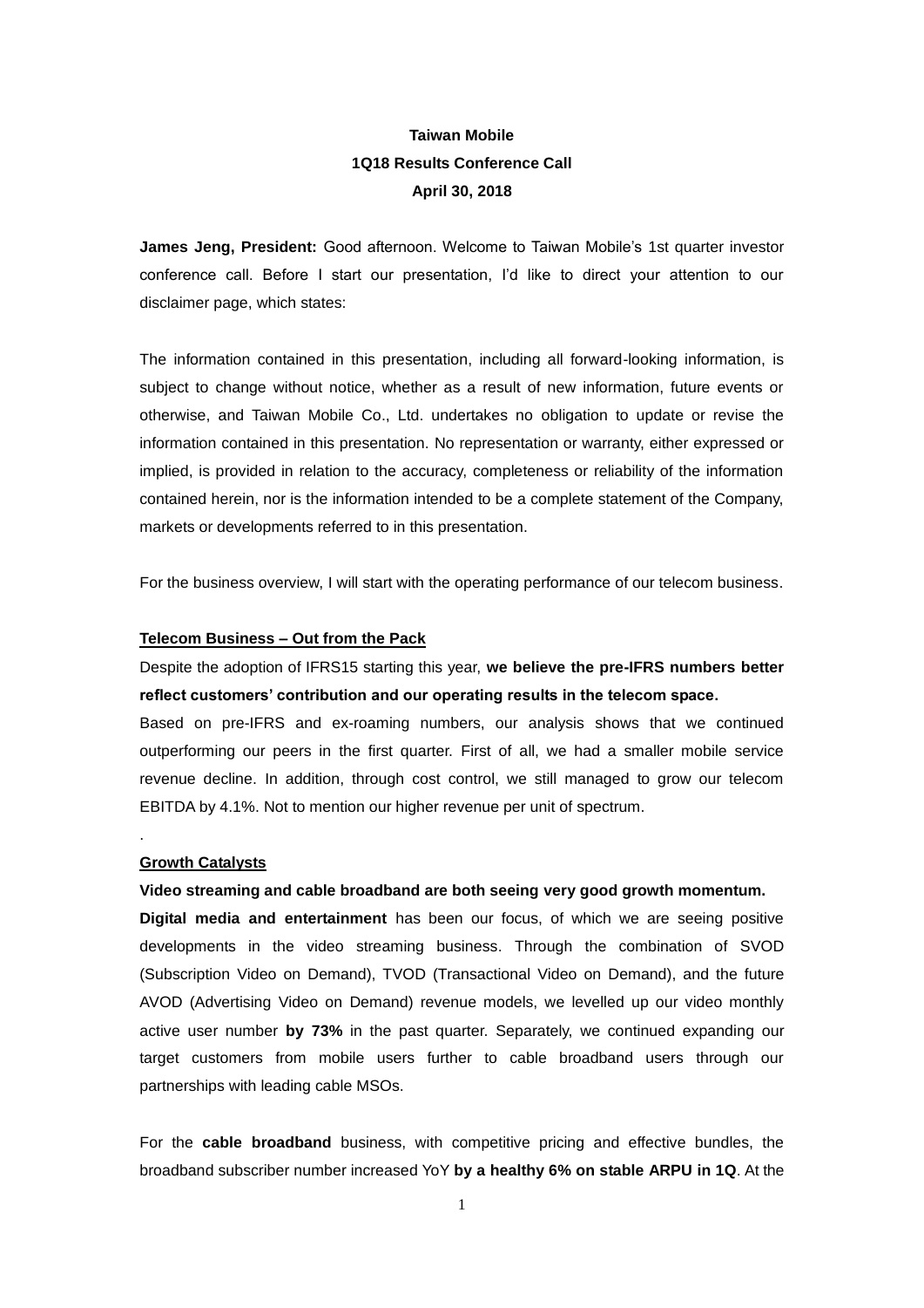**Taiwan Mobile**
**1Q18 Results Conference Call**
**April 30, 2018**

**James Jeng, President:** Good afternoon. Welcome to Taiwan Mobile's 1st quarter investor conference call. Before I start our presentation, I'd like to direct your attention to our disclaimer page, which states:

The information contained in this presentation, including all forward-looking information, is subject to change without notice, whether as a result of new information, future events or otherwise, and Taiwan Mobile Co., Ltd. undertakes no obligation to update or revise the information contained in this presentation. No representation or warranty, either expressed or implied, is provided in relation to the accuracy, completeness or reliability of the information contained herein, nor is the information intended to be a complete statement of the Company, markets or developments referred to in this presentation.

For the business overview, I will start with the operating performance of our telecom business.

## Telecom Business – Out from the Pack

Despite the adoption of IFRS15 starting this year, **we believe the pre-IFRS numbers better reflect customers' contribution and our operating results in the telecom space.**

Based on pre-IFRS and ex-roaming numbers, our analysis shows that we continued outperforming our peers in the first quarter. First of all, we had a smaller mobile service revenue decline. In addition, through cost control, we still managed to grow our telecom EBITDA by 4.1%. Not to mention our higher revenue per unit of spectrum.

.

## Growth Catalysts

**Video streaming and cable broadband are both seeing very good growth momentum.**

**Digital media and entertainment** has been our focus, of which we are seeing positive developments in the video streaming business. Through the combination of SVOD (Subscription Video on Demand), TVOD (Transactional Video on Demand), and the future AVOD (Advertising Video on Demand) revenue models, we levelled up our video monthly active user number **by 73%** in the past quarter. Separately, we continued expanding our target customers from mobile users further to cable broadband users through our partnerships with leading cable MSOs.

For the **cable broadband** business, with competitive pricing and effective bundles, the broadband subscriber number increased YoY **by a healthy 6% on stable ARPU in 1Q**. At the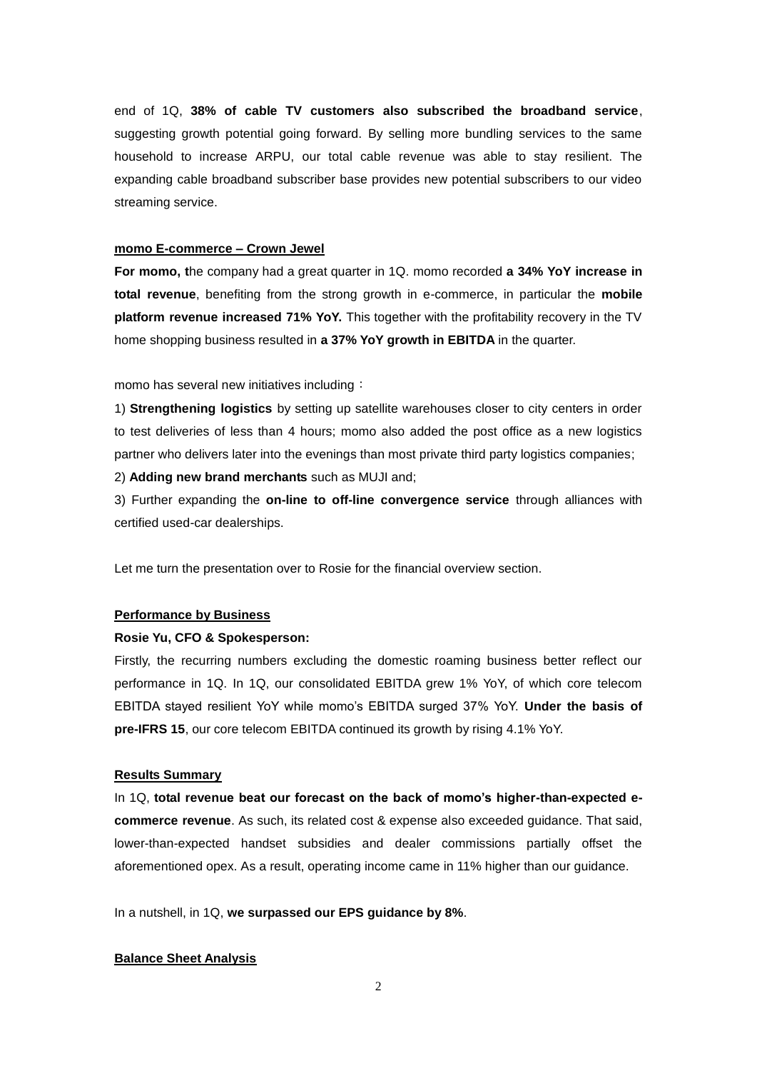end of 1Q, **38% of cable TV customers also subscribed the broadband service**, suggesting growth potential going forward. By selling more bundling services to the same household to increase ARPU, our total cable revenue was able to stay resilient. The expanding cable broadband subscriber base provides new potential subscribers to our video streaming service.

**momo E-commerce – Crown Jewel**

**For momo, t**he company had a great quarter in 1Q. momo recorded **a 34% YoY increase in total revenue**, benefiting from the strong growth in e-commerce, in particular the **mobile platform revenue increased 71% YoY.** This together with the profitability recovery in the TV home shopping business resulted in **a 37% YoY growth in EBITDA** in the quarter.

momo has several new initiatives including：

1) **Strengthening logistics** by setting up satellite warehouses closer to city centers in order to test deliveries of less than 4 hours; momo also added the post office as a new logistics partner who delivers later into the evenings than most private third party logistics companies;

2) **Adding new brand merchants** such as MUJI and;

3) Further expanding the **on-line to off-line convergence service** through alliances with certified used-car dealerships.

Let me turn the presentation over to Rosie for the financial overview section.

**Performance by Business**

**Rosie Yu, CFO & Spokesperson:**

Firstly, the recurring numbers excluding the domestic roaming business better reflect our performance in 1Q. In 1Q, our consolidated EBITDA grew 1% YoY, of which core telecom EBITDA stayed resilient YoY while momo's EBITDA surged 37% YoY. **Under the basis of pre-IFRS 15**, our core telecom EBITDA continued its growth by rising 4.1% YoY.

**Results Summary**

In 1Q, **total revenue beat our forecast on the back of momo's higher-than-expected e-commerce revenue**. As such, its related cost & expense also exceeded guidance. That said, lower-than-expected handset subsidies and dealer commissions partially offset the aforementioned opex. As a result, operating income came in 11% higher than our guidance.

In a nutshell, in 1Q, **we surpassed our EPS guidance by 8%**.

**Balance Sheet Analysis**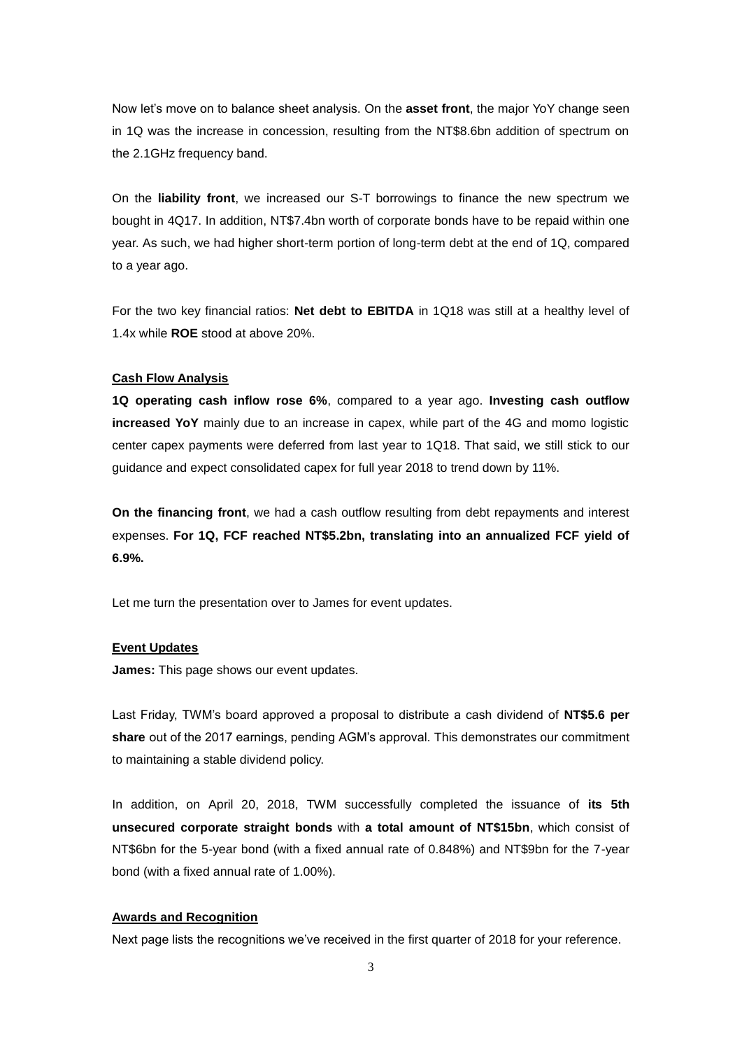Now let's move on to balance sheet analysis. On the **asset front**, the major YoY change seen in 1Q was the increase in concession, resulting from the NT$8.6bn addition of spectrum on the 2.1GHz frequency band.

On the **liability front**, we increased our S-T borrowings to finance the new spectrum we bought in 4Q17. In addition, NT$7.4bn worth of corporate bonds have to be repaid within one year. As such, we had higher short-term portion of long-term debt at the end of 1Q, compared to a year ago.

For the two key financial ratios: **Net debt to EBITDA** in 1Q18 was still at a healthy level of 1.4x while **ROE** stood at above 20%.

## Cash Flow Analysis

**1Q operating cash inflow rose 6%**, compared to a year ago. **Investing cash outflow increased YoY** mainly due to an increase in capex, while part of the 4G and momo logistic center capex payments were deferred from last year to 1Q18. That said, we still stick to our guidance and expect consolidated capex for full year 2018 to trend down by 11%.

**On the financing front**, we had a cash outflow resulting from debt repayments and interest expenses. **For 1Q, FCF reached NT$5.2bn, translating into an annualized FCF yield of 6.9%.**

Let me turn the presentation over to James for event updates.

## Event Updates

**James:** This page shows our event updates.

Last Friday, TWM's board approved a proposal to distribute a cash dividend of **NT$5.6 per share** out of the 2017 earnings, pending AGM's approval. This demonstrates our commitment to maintaining a stable dividend policy.

In addition, on April 20, 2018, TWM successfully completed the issuance of **its 5th unsecured corporate straight bonds** with **a total amount of NT$15bn**, which consist of NT$6bn for the 5-year bond (with a fixed annual rate of 0.848%) and NT$9bn for the 7-year bond (with a fixed annual rate of 1.00%).

## Awards and Recognition

Next page lists the recognitions we've received in the first quarter of 2018 for your reference.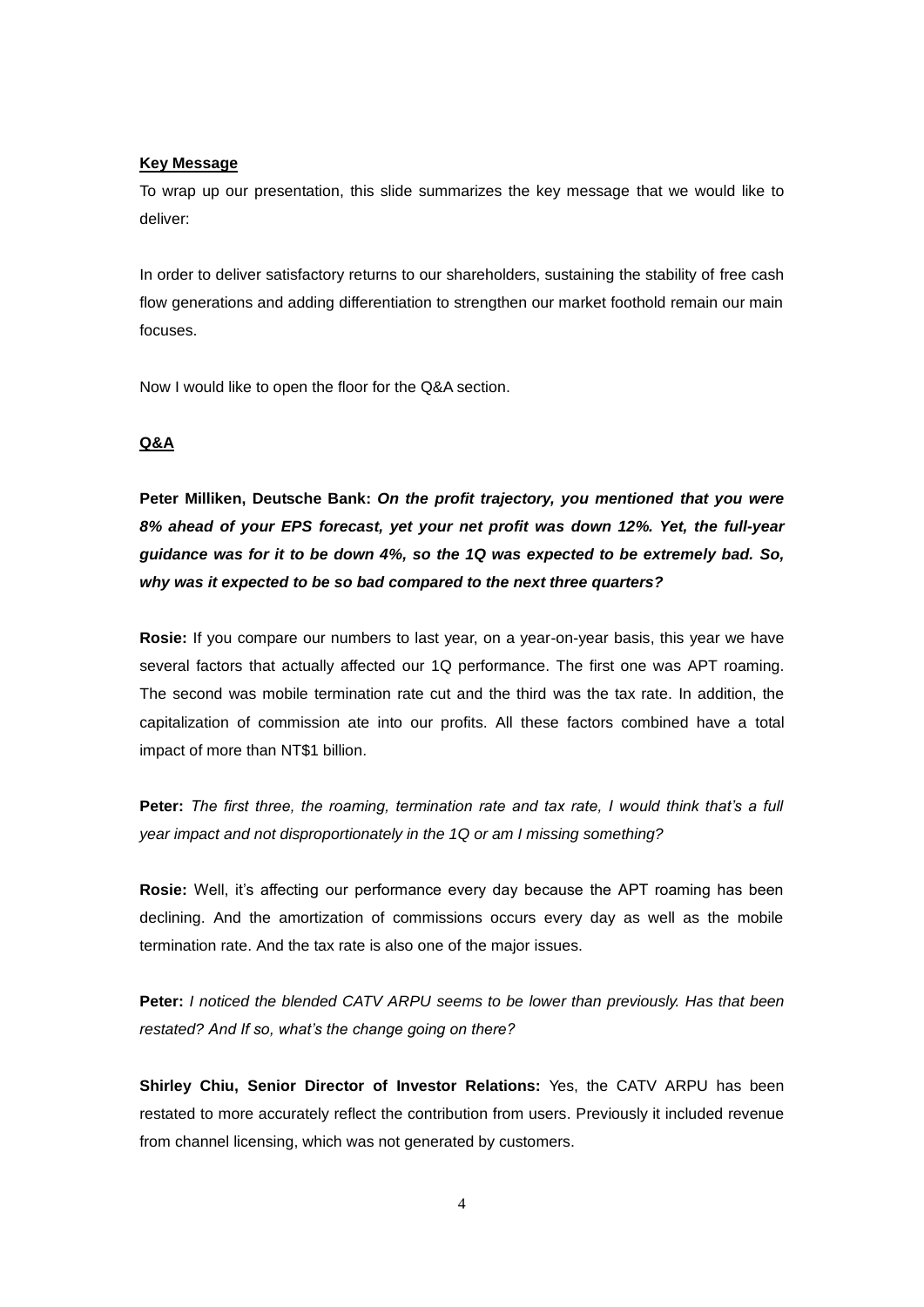**Key Message**

To wrap up our presentation, this slide summarizes the key message that we would like to deliver:

In order to deliver satisfactory returns to our shareholders, sustaining the stability of free cash flow generations and adding differentiation to strengthen our market foothold remain our main focuses.

Now I would like to open the floor for the Q&A section.

**Q&A**

**Peter Milliken, Deutsche Bank:** ***On the profit trajectory, you mentioned that you were 8% ahead of your EPS forecast, yet your net profit was down 12%. Yet, the full-year guidance was for it to be down 4%, so the 1Q was expected to be extremely bad. So, why was it expected to be so bad compared to the next three quarters?***

**Rosie:** If you compare our numbers to last year, on a year-on-year basis, this year we have several factors that actually affected our 1Q performance. The first one was APT roaming. The second was mobile termination rate cut and the third was the tax rate. In addition, the capitalization of commission ate into our profits. All these factors combined have a total impact of more than NT$1 billion.

**Peter:** *The first three, the roaming, termination rate and tax rate, I would think that's a full year impact and not disproportionately in the 1Q or am I missing something?*

**Rosie:** Well, it's affecting our performance every day because the APT roaming has been declining. And the amortization of commissions occurs every day as well as the mobile termination rate. And the tax rate is also one of the major issues.

**Peter:** *I noticed the blended CATV ARPU seems to be lower than previously. Has that been restated? And If so, what's the change going on there?*

**Shirley Chiu, Senior Director of Investor Relations:** Yes, the CATV ARPU has been restated to more accurately reflect the contribution from users. Previously it included revenue from channel licensing, which was not generated by customers.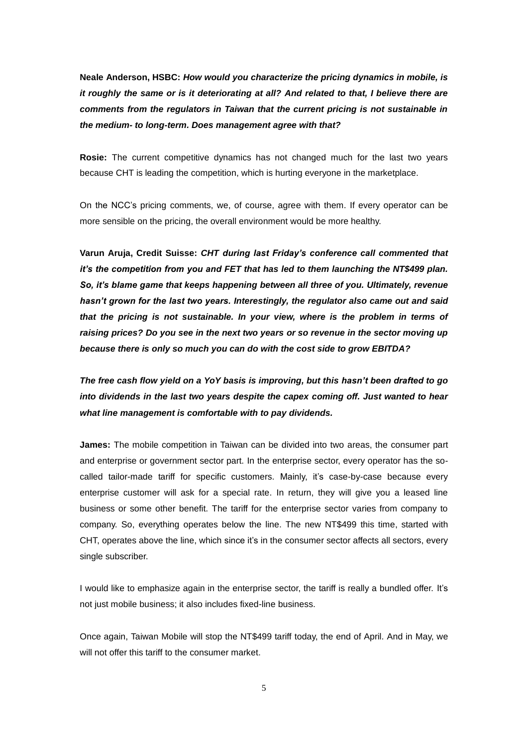**Neale Anderson, HSBC:** ***How would you characterize the pricing dynamics in mobile, is it roughly the same or is it deteriorating at all? And related to that, I believe there are comments from the regulators in Taiwan that the current pricing is not sustainable in the medium- to long-term. Does management agree with that?***

**Rosie:** The current competitive dynamics has not changed much for the last two years because CHT is leading the competition, which is hurting everyone in the marketplace.

On the NCC's pricing comments, we, of course, agree with them. If every operator can be more sensible on the pricing, the overall environment would be more healthy.

**Varun Aruja, Credit Suisse:** ***CHT during last Friday's conference call commented that it's the competition from you and FET that has led to them launching the NT$499 plan. So, it's blame game that keeps happening between all three of you. Ultimately, revenue hasn't grown for the last two years. Interestingly, the regulator also came out and said that the pricing is not sustainable. In your view, where is the problem in terms of raising prices? Do you see in the next two years or so revenue in the sector moving up because there is only so much you can do with the cost side to grow EBITDA?***

***The free cash flow yield on a YoY basis is improving, but this hasn't been drafted to go into dividends in the last two years despite the capex coming off. Just wanted to hear what line management is comfortable with to pay dividends.***

**James:** The mobile competition in Taiwan can be divided into two areas, the consumer part and enterprise or government sector part. In the enterprise sector, every operator has the so-called tailor-made tariff for specific customers. Mainly, it's case-by-case because every enterprise customer will ask for a special rate. In return, they will give you a leased line business or some other benefit. The tariff for the enterprise sector varies from company to company. So, everything operates below the line. The new NT$499 this time, started with CHT, operates above the line, which since it's in the consumer sector affects all sectors, every single subscriber.

I would like to emphasize again in the enterprise sector, the tariff is really a bundled offer. It's not just mobile business; it also includes fixed-line business.

Once again, Taiwan Mobile will stop the NT$499 tariff today, the end of April. And in May, we will not offer this tariff to the consumer market.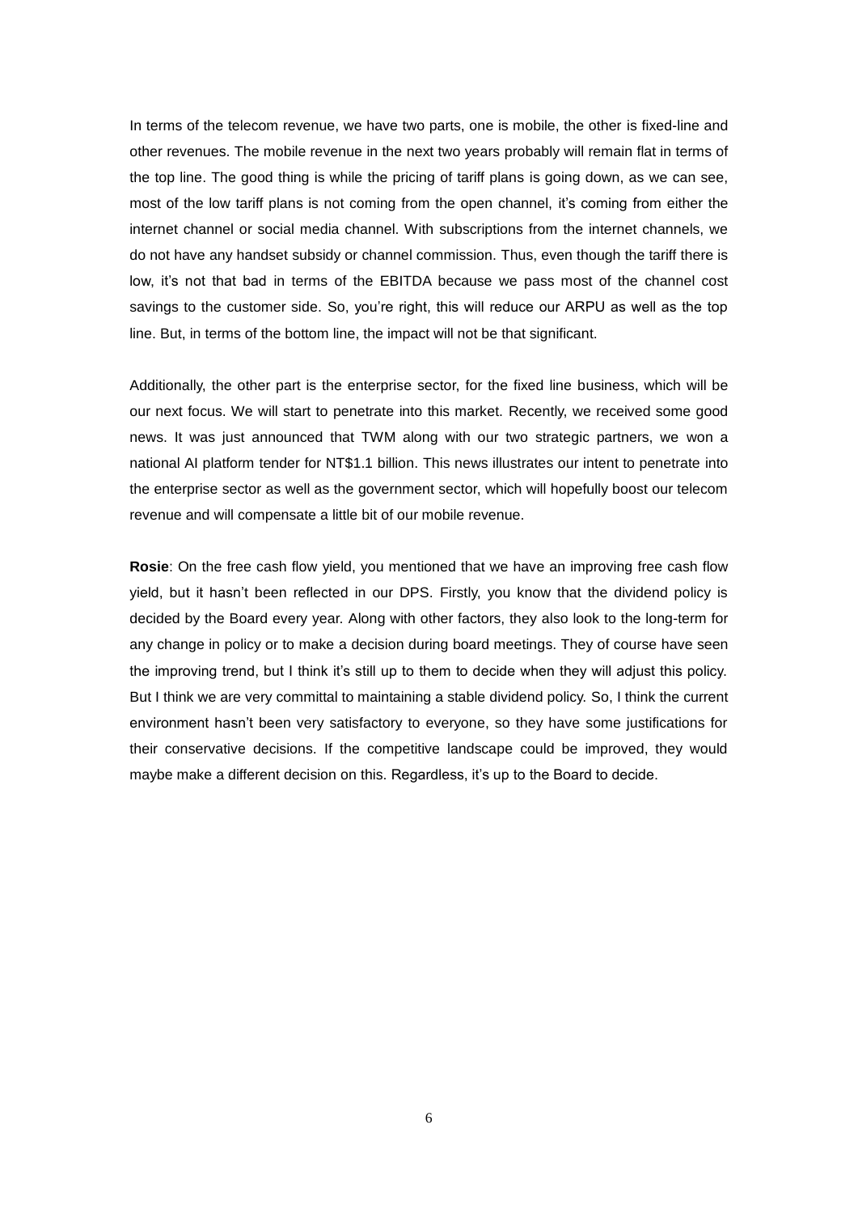In terms of the telecom revenue, we have two parts, one is mobile, the other is fixed-line and other revenues. The mobile revenue in the next two years probably will remain flat in terms of the top line. The good thing is while the pricing of tariff plans is going down, as we can see, most of the low tariff plans is not coming from the open channel, it's coming from either the internet channel or social media channel. With subscriptions from the internet channels, we do not have any handset subsidy or channel commission. Thus, even though the tariff there is low, it's not that bad in terms of the EBITDA because we pass most of the channel cost savings to the customer side. So, you're right, this will reduce our ARPU as well as the top line. But, in terms of the bottom line, the impact will not be that significant.

Additionally, the other part is the enterprise sector, for the fixed line business, which will be our next focus. We will start to penetrate into this market. Recently, we received some good news. It was just announced that TWM along with our two strategic partners, we won a national AI platform tender for NT$1.1 billion. This news illustrates our intent to penetrate into the enterprise sector as well as the government sector, which will hopefully boost our telecom revenue and will compensate a little bit of our mobile revenue.

**Rosie**: On the free cash flow yield, you mentioned that we have an improving free cash flow yield, but it hasn't been reflected in our DPS. Firstly, you know that the dividend policy is decided by the Board every year. Along with other factors, they also look to the long-term for any change in policy or to make a decision during board meetings. They of course have seen the improving trend, but I think it's still up to them to decide when they will adjust this policy. But I think we are very committal to maintaining a stable dividend policy. So, I think the current environment hasn't been very satisfactory to everyone, so they have some justifications for their conservative decisions. If the competitive landscape could be improved, they would maybe make a different decision on this. Regardless, it's up to the Board to decide.